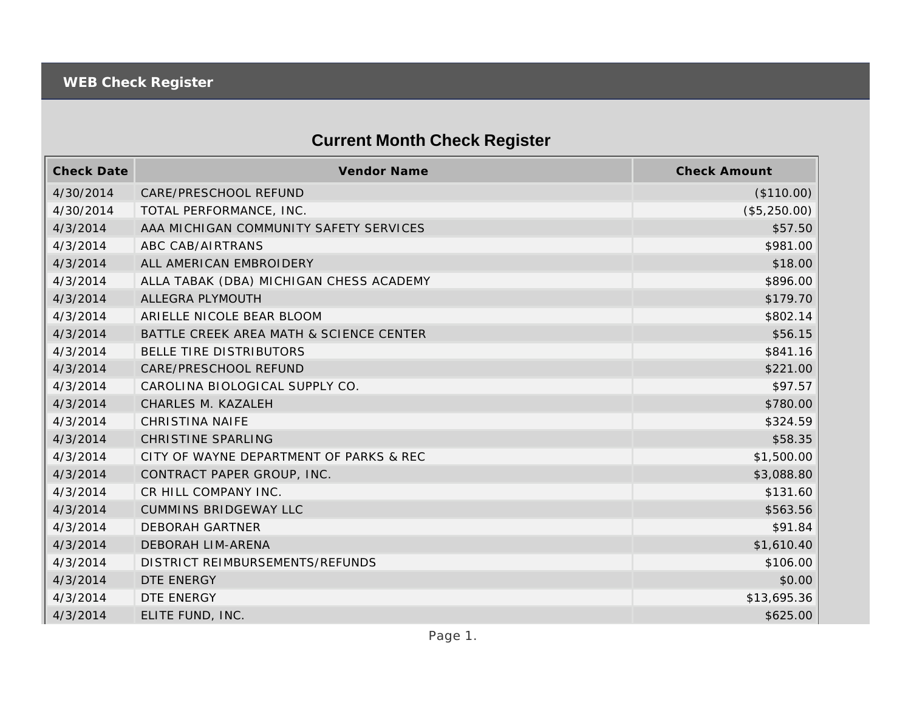# WEB Check Register

## Current Month Check Register

| Check Date | Vendor Name | Check Amount |
|---|---|---|
| 4/30/2014 | CARE/PRESCHOOL REFUND | ($110.00) |
| 4/30/2014 | TOTAL PERFORMANCE, INC. | ($5,250.00) |
| 4/3/2014 | AAA MICHIGAN COMMUNITY SAFETY SERVICES | $57.50 |
| 4/3/2014 | ABC CAB/AIRTRANS | $981.00 |
| 4/3/2014 | ALL AMERICAN EMBROIDERY | $18.00 |
| 4/3/2014 | ALLA TABAK (DBA) MICHIGAN CHESS ACADEMY | $896.00 |
| 4/3/2014 | ALLEGRA PLYMOUTH | $179.70 |
| 4/3/2014 | ARIELLE NICOLE BEAR BLOOM | $802.14 |
| 4/3/2014 | BATTLE CREEK AREA MATH & SCIENCE CENTER | $56.15 |
| 4/3/2014 | BELLE TIRE DISTRIBUTORS | $841.16 |
| 4/3/2014 | CARE/PRESCHOOL REFUND | $221.00 |
| 4/3/2014 | CAROLINA BIOLOGICAL SUPPLY CO. | $97.57 |
| 4/3/2014 | CHARLES M. KAZALEH | $780.00 |
| 4/3/2014 | CHRISTINA NAIFE | $324.59 |
| 4/3/2014 | CHRISTINE SPARLING | $58.35 |
| 4/3/2014 | CITY OF WAYNE DEPARTMENT OF PARKS & REC | $1,500.00 |
| 4/3/2014 | CONTRACT PAPER GROUP, INC. | $3,088.80 |
| 4/3/2014 | CR HILL COMPANY INC. | $131.60 |
| 4/3/2014 | CUMMINS BRIDGEWAY LLC | $563.56 |
| 4/3/2014 | DEBORAH GARTNER | $91.84 |
| 4/3/2014 | DEBORAH LIM-ARENA | $1,610.40 |
| 4/3/2014 | DISTRICT REIMBURSEMENTS/REFUNDS | $106.00 |
| 4/3/2014 | DTE ENERGY | $0.00 |
| 4/3/2014 | DTE ENERGY | $13,695.36 |
| 4/3/2014 | ELITE FUND, INC. | $625.00 |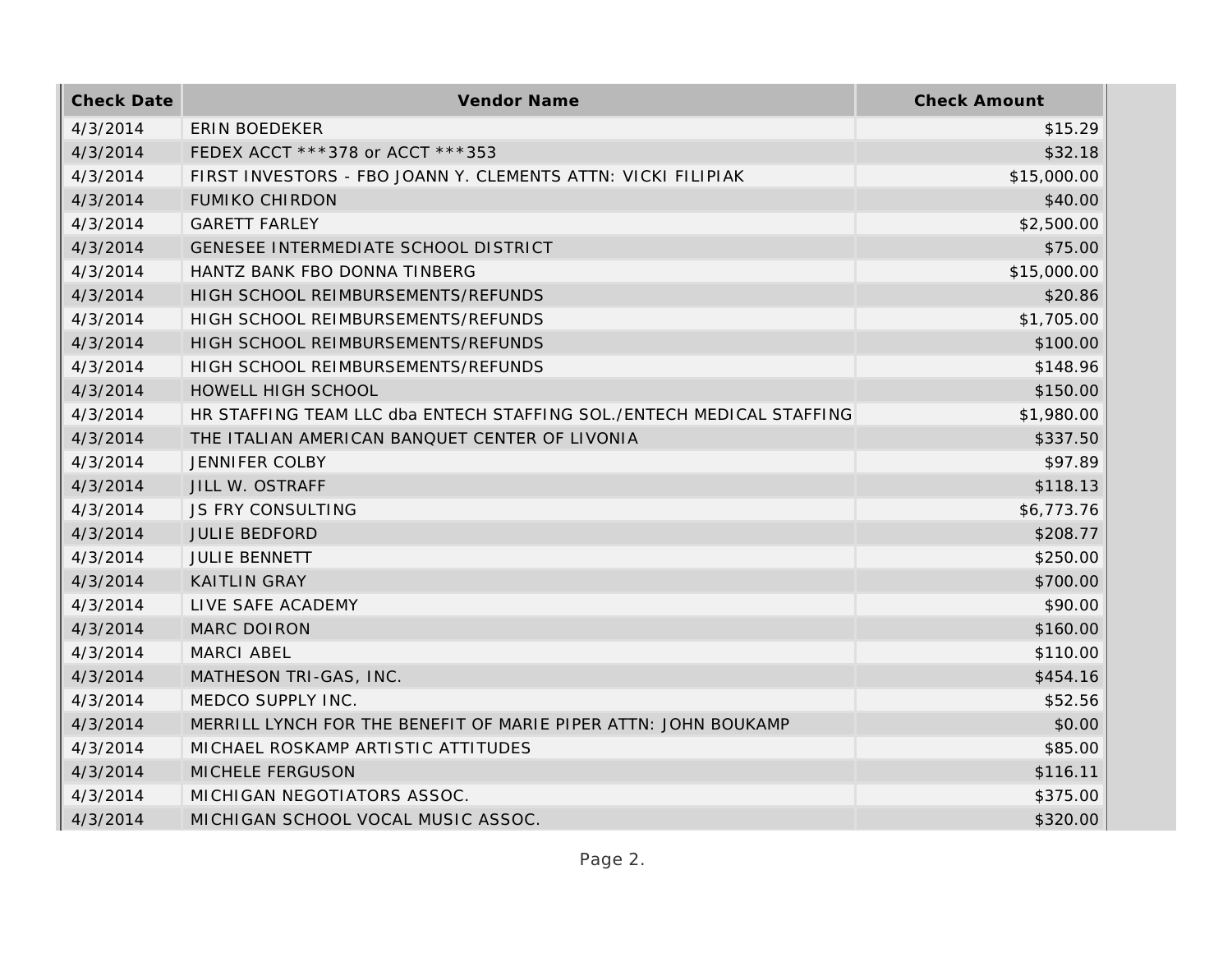| Check Date | Vendor Name | Check Amount |
| --- | --- | --- |
| 4/3/2014 | ERIN BOEDEKER | $15.29 |
| 4/3/2014 | FEDEX ACCT ***378 or ACCT ***353 | $32.18 |
| 4/3/2014 | FIRST INVESTORS - FBO JOANN Y. CLEMENTS ATTN: VICKI FILIPIAK | $15,000.00 |
| 4/3/2014 | FUMIKO CHIRDON | $40.00 |
| 4/3/2014 | GARETT FARLEY | $2,500.00 |
| 4/3/2014 | GENESEE INTERMEDIATE SCHOOL DISTRICT | $75.00 |
| 4/3/2014 | HANTZ BANK FBO DONNA TINBERG | $15,000.00 |
| 4/3/2014 | HIGH SCHOOL REIMBURSEMENTS/REFUNDS | $20.86 |
| 4/3/2014 | HIGH SCHOOL REIMBURSEMENTS/REFUNDS | $1,705.00 |
| 4/3/2014 | HIGH SCHOOL REIMBURSEMENTS/REFUNDS | $100.00 |
| 4/3/2014 | HIGH SCHOOL REIMBURSEMENTS/REFUNDS | $148.96 |
| 4/3/2014 | HOWELL HIGH SCHOOL | $150.00 |
| 4/3/2014 | HR STAFFING TEAM LLC dba ENTECH STAFFING SOL./ENTECH MEDICAL STAFFING | $1,980.00 |
| 4/3/2014 | THE ITALIAN AMERICAN BANQUET CENTER OF LIVONIA | $337.50 |
| 4/3/2014 | JENNIFER COLBY | $97.89 |
| 4/3/2014 | JILL W. OSTRAFF | $118.13 |
| 4/3/2014 | JS FRY CONSULTING | $6,773.76 |
| 4/3/2014 | JULIE BEDFORD | $208.77 |
| 4/3/2014 | JULIE BENNETT | $250.00 |
| 4/3/2014 | KAITLIN GRAY | $700.00 |
| 4/3/2014 | LIVE SAFE ACADEMY | $90.00 |
| 4/3/2014 | MARC DOIRON | $160.00 |
| 4/3/2014 | MARCI ABEL | $110.00 |
| 4/3/2014 | MATHESON TRI-GAS, INC. | $454.16 |
| 4/3/2014 | MEDCO SUPPLY INC. | $52.56 |
| 4/3/2014 | MERRILL LYNCH FOR THE BENEFIT OF MARIE PIPER ATTN: JOHN BOUKAMP | $0.00 |
| 4/3/2014 | MICHAEL ROSKAMP ARTISTIC ATTITUDES | $85.00 |
| 4/3/2014 | MICHELE FERGUSON | $116.11 |
| 4/3/2014 | MICHIGAN NEGOTIATORS ASSOC. | $375.00 |
| 4/3/2014 | MICHIGAN SCHOOL VOCAL MUSIC ASSOC. | $320.00 |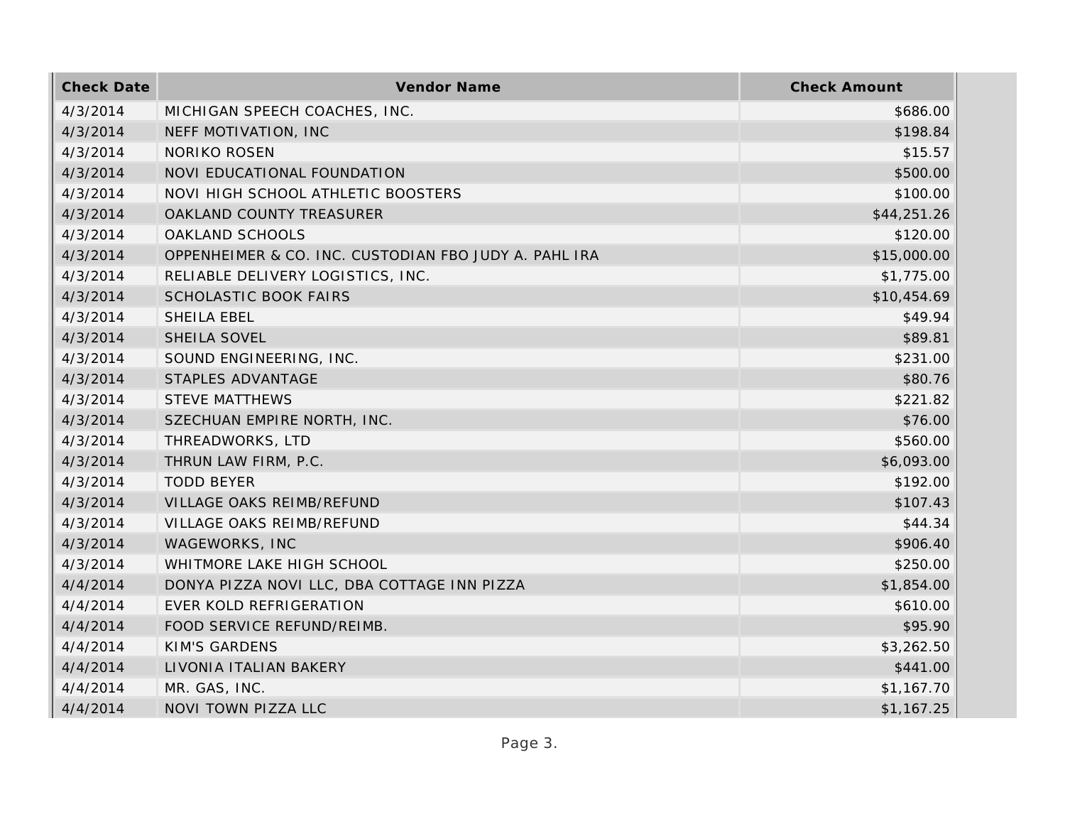| Check Date | Vendor Name | Check Amount |
| --- | --- | --- |
| 4/3/2014 | MICHIGAN SPEECH COACHES, INC. | $686.00 |
| 4/3/2014 | NEFF MOTIVATION, INC | $198.84 |
| 4/3/2014 | NORIKO ROSEN | $15.57 |
| 4/3/2014 | NOVI EDUCATIONAL FOUNDATION | $500.00 |
| 4/3/2014 | NOVI HIGH SCHOOL ATHLETIC BOOSTERS | $100.00 |
| 4/3/2014 | OAKLAND COUNTY TREASURER | $44,251.26 |
| 4/3/2014 | OAKLAND SCHOOLS | $120.00 |
| 4/3/2014 | OPPENHEIMER & CO. INC. CUSTODIAN FBO JUDY A. PAHL IRA | $15,000.00 |
| 4/3/2014 | RELIABLE DELIVERY LOGISTICS, INC. | $1,775.00 |
| 4/3/2014 | SCHOLASTIC BOOK FAIRS | $10,454.69 |
| 4/3/2014 | SHEILA EBEL | $49.94 |
| 4/3/2014 | SHEILA SOVEL | $89.81 |
| 4/3/2014 | SOUND ENGINEERING, INC. | $231.00 |
| 4/3/2014 | STAPLES ADVANTAGE | $80.76 |
| 4/3/2014 | STEVE MATTHEWS | $221.82 |
| 4/3/2014 | SZECHUAN EMPIRE NORTH, INC. | $76.00 |
| 4/3/2014 | THREADWORKS, LTD | $560.00 |
| 4/3/2014 | THRUN LAW FIRM, P.C. | $6,093.00 |
| 4/3/2014 | TODD BEYER | $192.00 |
| 4/3/2014 | VILLAGE OAKS REIMB/REFUND | $107.43 |
| 4/3/2014 | VILLAGE OAKS REIMB/REFUND | $44.34 |
| 4/3/2014 | WAGEWORKS, INC | $906.40 |
| 4/3/2014 | WHITMORE LAKE HIGH SCHOOL | $250.00 |
| 4/4/2014 | DONYA PIZZA NOVI LLC, DBA COTTAGE INN PIZZA | $1,854.00 |
| 4/4/2014 | EVER KOLD REFRIGERATION | $610.00 |
| 4/4/2014 | FOOD SERVICE REFUND/REIMB. | $95.90 |
| 4/4/2014 | KIM'S GARDENS | $3,262.50 |
| 4/4/2014 | LIVONIA ITALIAN BAKERY | $441.00 |
| 4/4/2014 | MR. GAS, INC. | $1,167.70 |
| 4/4/2014 | NOVI TOWN PIZZA LLC | $1,167.25 |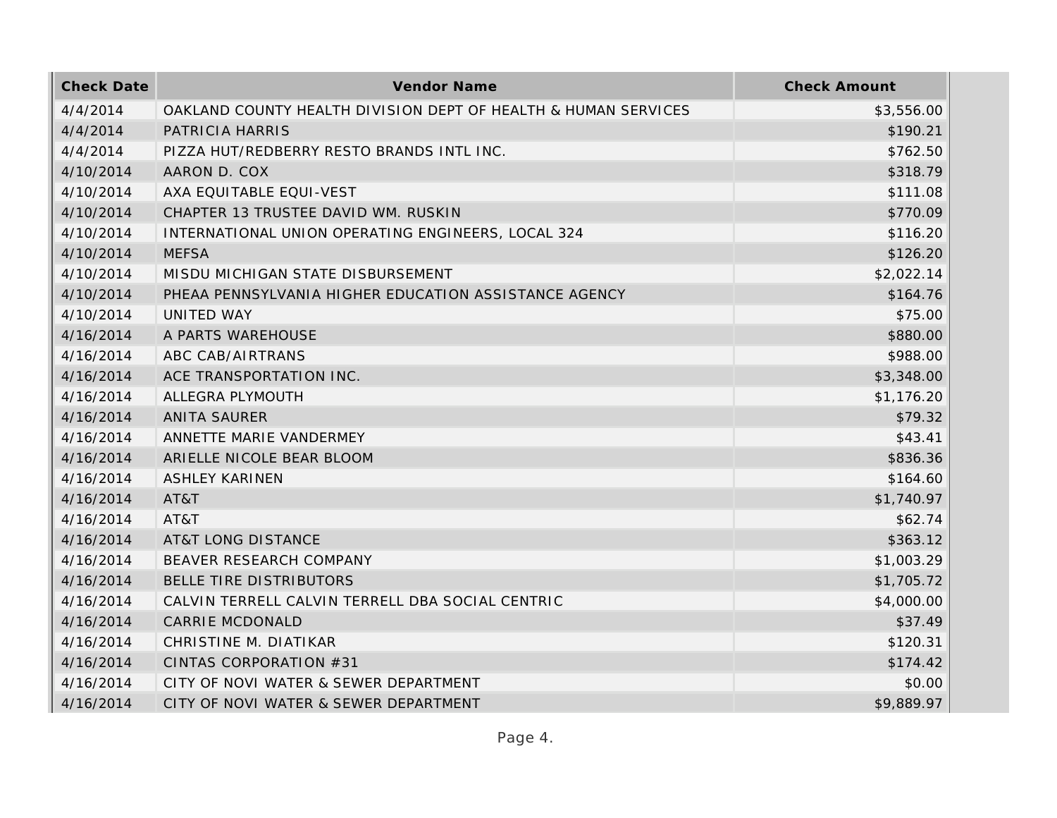| Check Date | Vendor Name | Check Amount |
| --- | --- | --- |
| 4/4/2014 | OAKLAND COUNTY HEALTH DIVISION DEPT OF HEALTH & HUMAN SERVICES | $3,556.00 |
| 4/4/2014 | PATRICIA HARRIS | $190.21 |
| 4/4/2014 | PIZZA HUT/REDBERRY RESTO BRANDS INTL INC. | $762.50 |
| 4/10/2014 | AARON D. COX | $318.79 |
| 4/10/2014 | AXA EQUITABLE EQUI-VEST | $111.08 |
| 4/10/2014 | CHAPTER 13 TRUSTEE DAVID WM. RUSKIN | $770.09 |
| 4/10/2014 | INTERNATIONAL UNION OPERATING ENGINEERS, LOCAL 324 | $116.20 |
| 4/10/2014 | MEFSA | $126.20 |
| 4/10/2014 | MISDU MICHIGAN STATE DISBURSEMENT | $2,022.14 |
| 4/10/2014 | PHEAA PENNSYLVANIA HIGHER EDUCATION ASSISTANCE AGENCY | $164.76 |
| 4/10/2014 | UNITED WAY | $75.00 |
| 4/16/2014 | A PARTS WAREHOUSE | $880.00 |
| 4/16/2014 | ABC CAB/AIRTRANS | $988.00 |
| 4/16/2014 | ACE TRANSPORTATION INC. | $3,348.00 |
| 4/16/2014 | ALLEGRA PLYMOUTH | $1,176.20 |
| 4/16/2014 | ANITA SAURER | $79.32 |
| 4/16/2014 | ANNETTE MARIE VANDERMEY | $43.41 |
| 4/16/2014 | ARIELLE NICOLE BEAR BLOOM | $836.36 |
| 4/16/2014 | ASHLEY KARINEN | $164.60 |
| 4/16/2014 | AT&T | $1,740.97 |
| 4/16/2014 | AT&T | $62.74 |
| 4/16/2014 | AT&T LONG DISTANCE | $363.12 |
| 4/16/2014 | BEAVER RESEARCH COMPANY | $1,003.29 |
| 4/16/2014 | BELLE TIRE DISTRIBUTORS | $1,705.72 |
| 4/16/2014 | CALVIN TERRELL CALVIN TERRELL DBA SOCIAL CENTRIC | $4,000.00 |
| 4/16/2014 | CARRIE MCDONALD | $37.49 |
| 4/16/2014 | CHRISTINE M. DIATIKAR | $120.31 |
| 4/16/2014 | CINTAS CORPORATION #31 | $174.42 |
| 4/16/2014 | CITY OF NOVI WATER & SEWER DEPARTMENT | $0.00 |
| 4/16/2014 | CITY OF NOVI WATER & SEWER DEPARTMENT | $9,889.97 |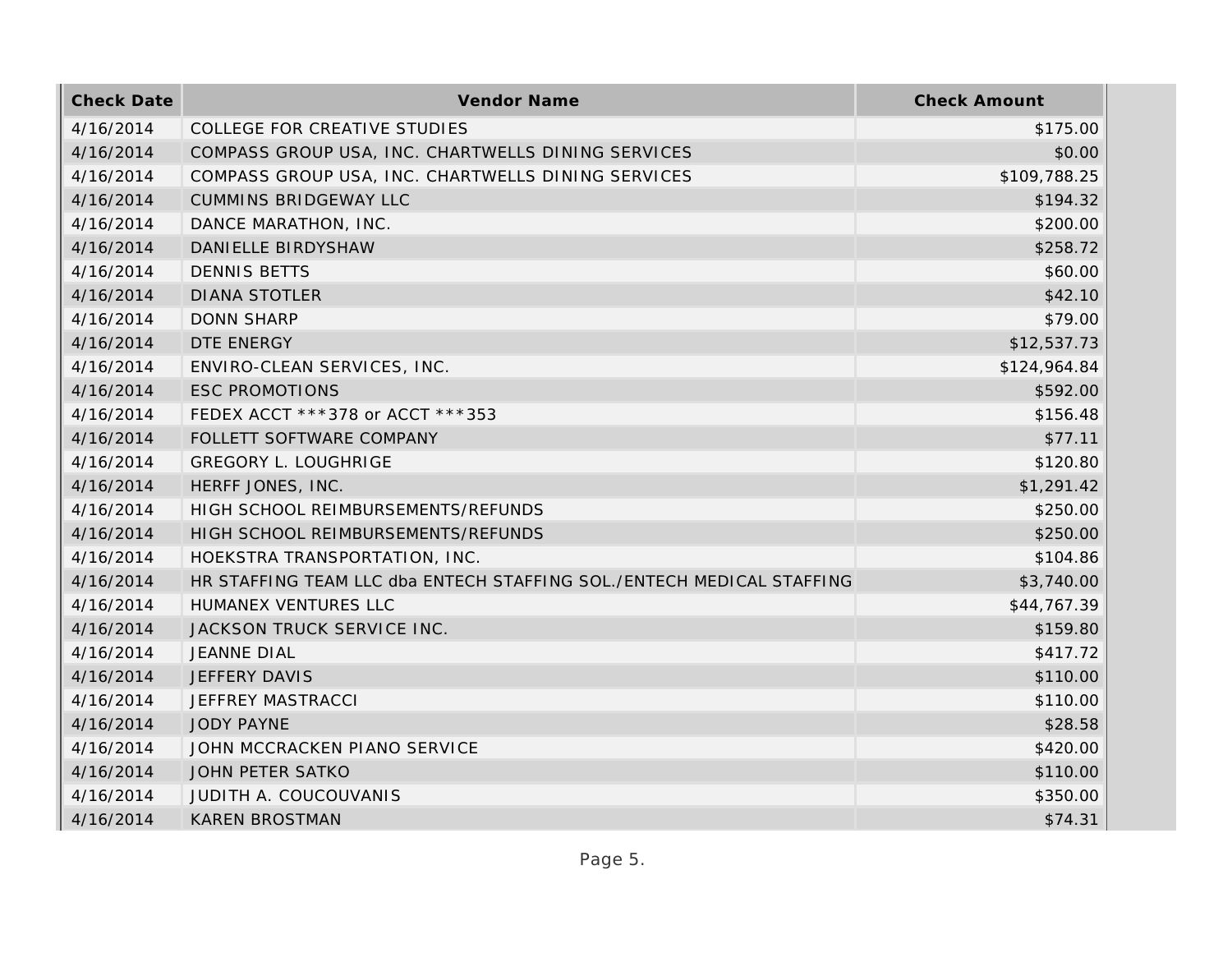| Check Date | Vendor Name | Check Amount |
| --- | --- | --- |
| 4/16/2014 | COLLEGE FOR CREATIVE STUDIES | $175.00 |
| 4/16/2014 | COMPASS GROUP USA, INC. CHARTWELLS DINING SERVICES | $0.00 |
| 4/16/2014 | COMPASS GROUP USA, INC. CHARTWELLS DINING SERVICES | $109,788.25 |
| 4/16/2014 | CUMMINS BRIDGEWAY LLC | $194.32 |
| 4/16/2014 | DANCE MARATHON, INC. | $200.00 |
| 4/16/2014 | DANIELLE BIRDYSHAW | $258.72 |
| 4/16/2014 | DENNIS BETTS | $60.00 |
| 4/16/2014 | DIANA STOTLER | $42.10 |
| 4/16/2014 | DONN SHARP | $79.00 |
| 4/16/2014 | DTE ENERGY | $12,537.73 |
| 4/16/2014 | ENVIRO-CLEAN SERVICES, INC. | $124,964.84 |
| 4/16/2014 | ESC PROMOTIONS | $592.00 |
| 4/16/2014 | FEDEX ACCT ***378 or ACCT ***353 | $156.48 |
| 4/16/2014 | FOLLETT SOFTWARE COMPANY | $77.11 |
| 4/16/2014 | GREGORY L. LOUGHRIGE | $120.80 |
| 4/16/2014 | HERFF JONES, INC. | $1,291.42 |
| 4/16/2014 | HIGH SCHOOL REIMBURSEMENTS/REFUNDS | $250.00 |
| 4/16/2014 | HIGH SCHOOL REIMBURSEMENTS/REFUNDS | $250.00 |
| 4/16/2014 | HOEKSTRA TRANSPORTATION, INC. | $104.86 |
| 4/16/2014 | HR STAFFING TEAM LLC dba ENTECH STAFFING SOL./ENTECH MEDICAL STAFFING | $3,740.00 |
| 4/16/2014 | HUMANEX VENTURES LLC | $44,767.39 |
| 4/16/2014 | JACKSON TRUCK SERVICE INC. | $159.80 |
| 4/16/2014 | JEANNE DIAL | $417.72 |
| 4/16/2014 | JEFFERY DAVIS | $110.00 |
| 4/16/2014 | JEFFREY MASTRACCI | $110.00 |
| 4/16/2014 | JODY PAYNE | $28.58 |
| 4/16/2014 | JOHN MCCRACKEN PIANO SERVICE | $420.00 |
| 4/16/2014 | JOHN PETER SATKO | $110.00 |
| 4/16/2014 | JUDITH A. COUCOUVANIS | $350.00 |
| 4/16/2014 | KAREN BROSTMAN | $74.31 |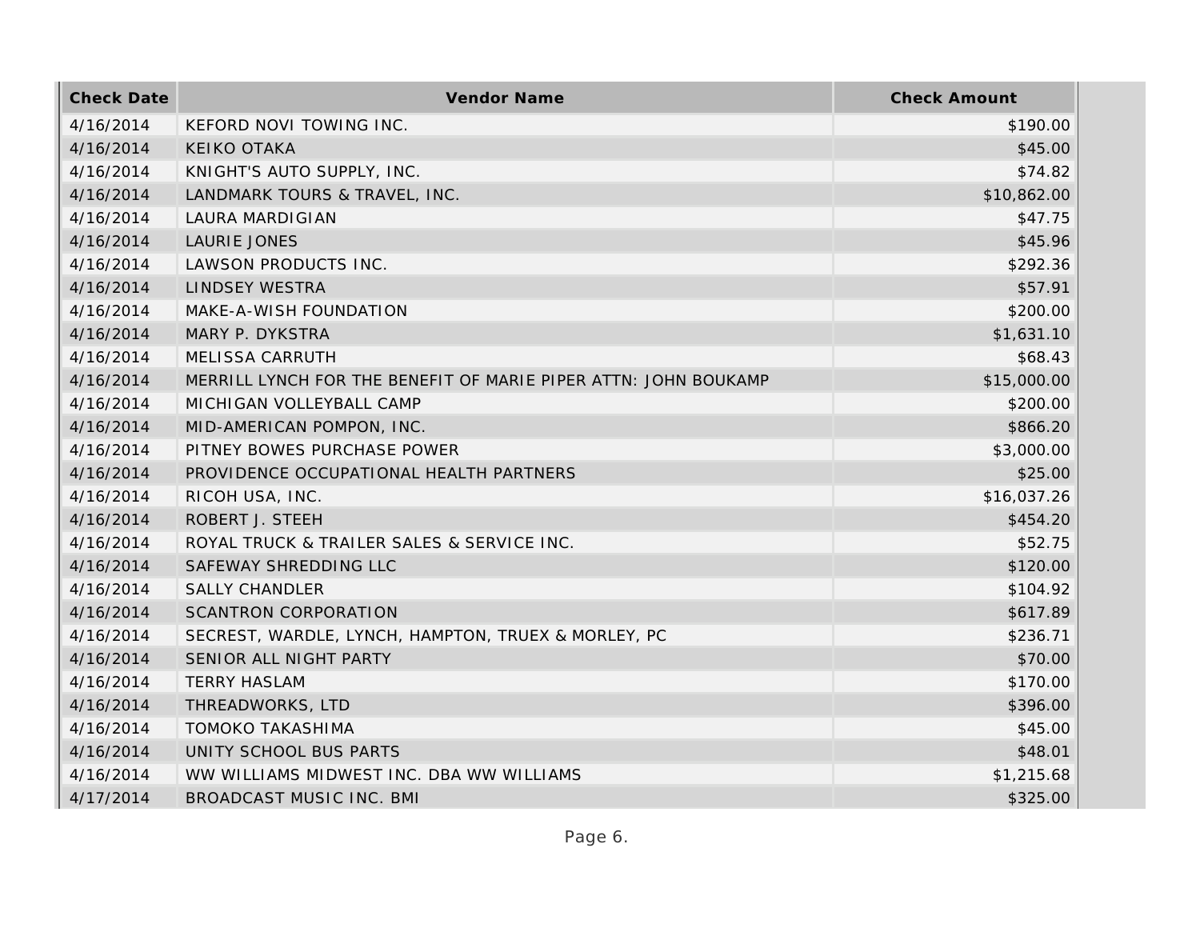| Check Date | Vendor Name | Check Amount |
| --- | --- | --- |
| 4/16/2014 | KEFORD NOVI TOWING INC. | $190.00 |
| 4/16/2014 | KEIKO OTAKA | $45.00 |
| 4/16/2014 | KNIGHT'S AUTO SUPPLY, INC. | $74.82 |
| 4/16/2014 | LANDMARK TOURS & TRAVEL, INC. | $10,862.00 |
| 4/16/2014 | LAURA MARDIGIAN | $47.75 |
| 4/16/2014 | LAURIE JONES | $45.96 |
| 4/16/2014 | LAWSON PRODUCTS INC. | $292.36 |
| 4/16/2014 | LINDSEY WESTRA | $57.91 |
| 4/16/2014 | MAKE-A-WISH FOUNDATION | $200.00 |
| 4/16/2014 | MARY P. DYKSTRA | $1,631.10 |
| 4/16/2014 | MELISSA CARRUTH | $68.43 |
| 4/16/2014 | MERRILL LYNCH FOR THE BENEFIT OF MARIE PIPER ATTN: JOHN BOUKAMP | $15,000.00 |
| 4/16/2014 | MICHIGAN VOLLEYBALL CAMP | $200.00 |
| 4/16/2014 | MID-AMERICAN POMPON, INC. | $866.20 |
| 4/16/2014 | PITNEY BOWES PURCHASE POWER | $3,000.00 |
| 4/16/2014 | PROVIDENCE OCCUPATIONAL HEALTH PARTNERS | $25.00 |
| 4/16/2014 | RICOH USA, INC. | $16,037.26 |
| 4/16/2014 | ROBERT J. STEEH | $454.20 |
| 4/16/2014 | ROYAL TRUCK & TRAILER SALES & SERVICE INC. | $52.75 |
| 4/16/2014 | SAFEWAY SHREDDING LLC | $120.00 |
| 4/16/2014 | SALLY CHANDLER | $104.92 |
| 4/16/2014 | SCANTRON CORPORATION | $617.89 |
| 4/16/2014 | SECREST, WARDLE, LYNCH, HAMPTON, TRUEX & MORLEY, PC | $236.71 |
| 4/16/2014 | SENIOR ALL NIGHT PARTY | $70.00 |
| 4/16/2014 | TERRY HASLAM | $170.00 |
| 4/16/2014 | THREADWORKS, LTD | $396.00 |
| 4/16/2014 | TOMOKO TAKASHIMA | $45.00 |
| 4/16/2014 | UNITY SCHOOL BUS PARTS | $48.01 |
| 4/16/2014 | WW WILLIAMS MIDWEST INC. DBA WW WILLIAMS | $1,215.68 |
| 4/17/2014 | BROADCAST MUSIC INC. BMI | $325.00 |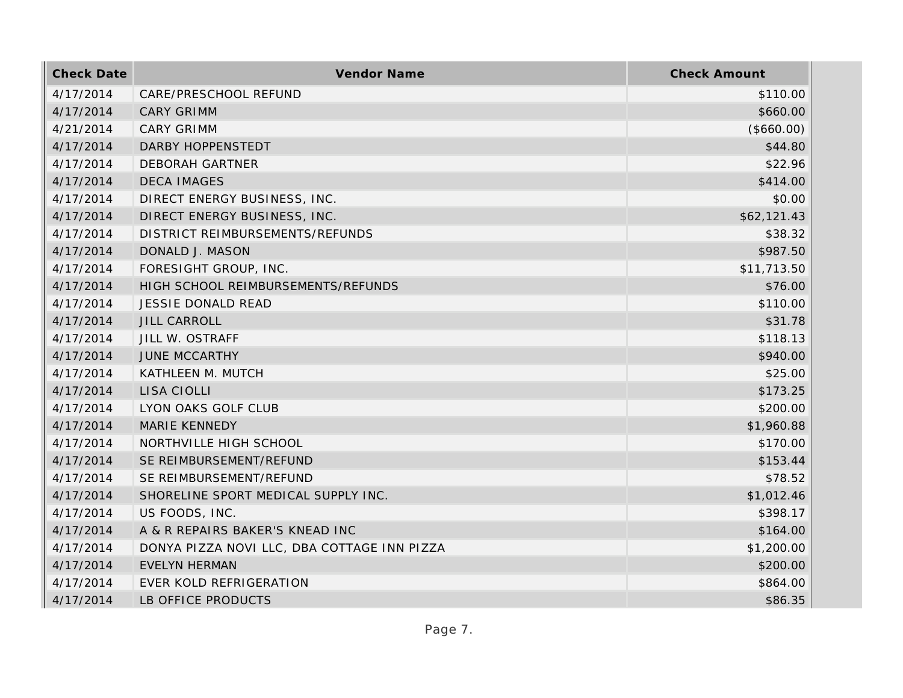| Check Date | Vendor Name | Check Amount |
|---|---|---|
| 4/17/2014 | CARE/PRESCHOOL REFUND | $110.00 |
| 4/17/2014 | CARY GRIMM | $660.00 |
| 4/21/2014 | CARY GRIMM | ($660.00) |
| 4/17/2014 | DARBY HOPPENSTEDT | $44.80 |
| 4/17/2014 | DEBORAH GARTNER | $22.96 |
| 4/17/2014 | DECA IMAGES | $414.00 |
| 4/17/2014 | DIRECT ENERGY BUSINESS, INC. | $0.00 |
| 4/17/2014 | DIRECT ENERGY BUSINESS, INC. | $62,121.43 |
| 4/17/2014 | DISTRICT REIMBURSEMENTS/REFUNDS | $38.32 |
| 4/17/2014 | DONALD J. MASON | $987.50 |
| 4/17/2014 | FORESIGHT GROUP, INC. | $11,713.50 |
| 4/17/2014 | HIGH SCHOOL REIMBURSEMENTS/REFUNDS | $76.00 |
| 4/17/2014 | JESSIE DONALD READ | $110.00 |
| 4/17/2014 | JILL CARROLL | $31.78 |
| 4/17/2014 | JILL W. OSTRAFF | $118.13 |
| 4/17/2014 | JUNE MCCARTHY | $940.00 |
| 4/17/2014 | KATHLEEN M. MUTCH | $25.00 |
| 4/17/2014 | LISA CIOLLI | $173.25 |
| 4/17/2014 | LYON OAKS GOLF CLUB | $200.00 |
| 4/17/2014 | MARIE KENNEDY | $1,960.88 |
| 4/17/2014 | NORTHVILLE HIGH SCHOOL | $170.00 |
| 4/17/2014 | SE REIMBURSEMENT/REFUND | $153.44 |
| 4/17/2014 | SE REIMBURSEMENT/REFUND | $78.52 |
| 4/17/2014 | SHORELINE SPORT MEDICAL SUPPLY INC. | $1,012.46 |
| 4/17/2014 | US FOODS, INC. | $398.17 |
| 4/17/2014 | A & R REPAIRS BAKER'S KNEAD INC | $164.00 |
| 4/17/2014 | DONYA PIZZA NOVI LLC, DBA COTTAGE INN PIZZA | $1,200.00 |
| 4/17/2014 | EVELYN HERMAN | $200.00 |
| 4/17/2014 | EVER KOLD REFRIGERATION | $864.00 |
| 4/17/2014 | LB OFFICE PRODUCTS | $86.35 |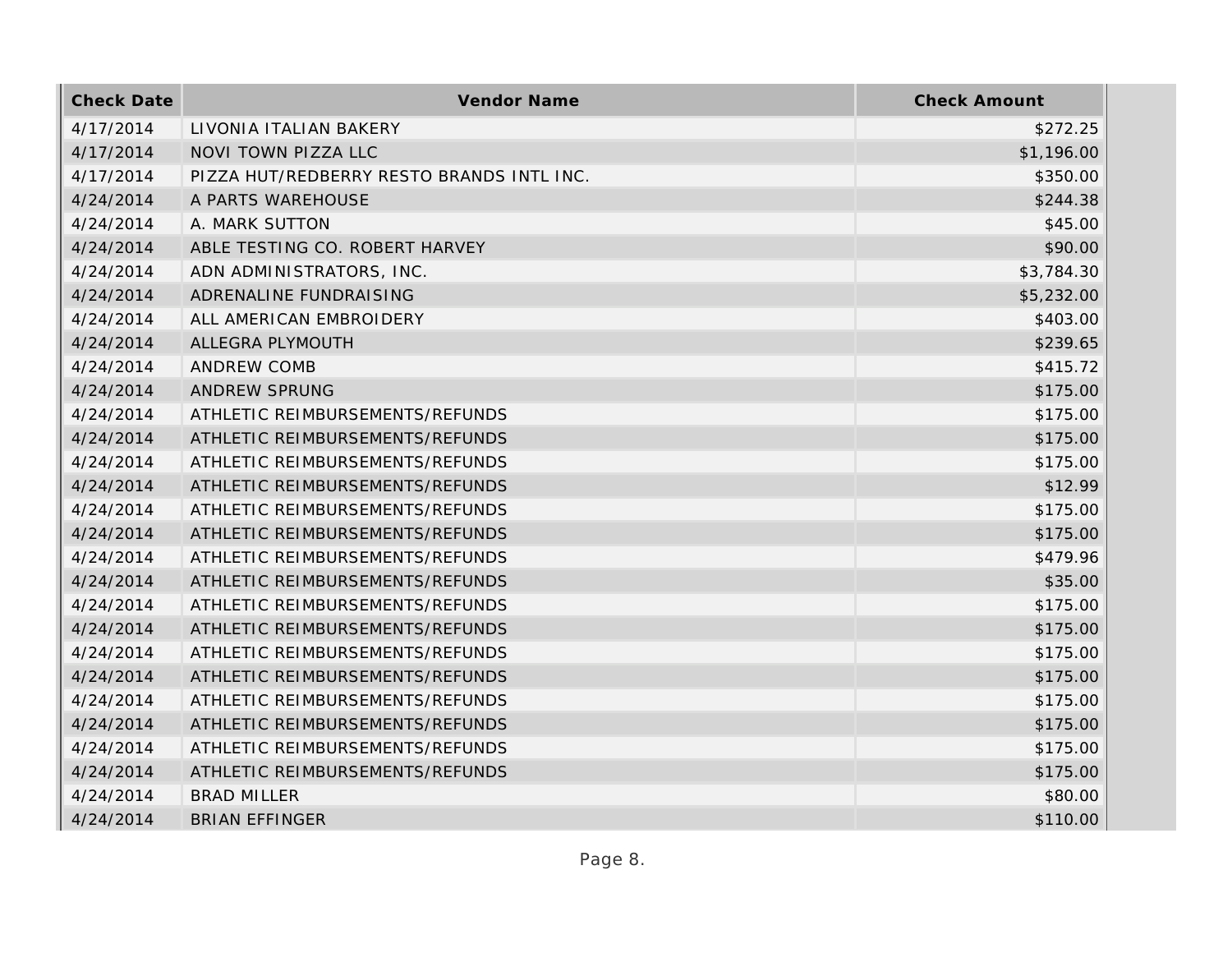| Check Date | Vendor Name | Check Amount |
| --- | --- | --- |
| 4/17/2014 | LIVONIA ITALIAN BAKERY | $272.25 |
| 4/17/2014 | NOVI TOWN PIZZA LLC | $1,196.00 |
| 4/17/2014 | PIZZA HUT/REDBERRY RESTO BRANDS INTL INC. | $350.00 |
| 4/24/2014 | A PARTS WAREHOUSE | $244.38 |
| 4/24/2014 | A. MARK SUTTON | $45.00 |
| 4/24/2014 | ABLE TESTING CO. ROBERT HARVEY | $90.00 |
| 4/24/2014 | ADN ADMINISTRATORS, INC. | $3,784.30 |
| 4/24/2014 | ADRENALINE FUNDRAISING | $5,232.00 |
| 4/24/2014 | ALL AMERICAN EMBROIDERY | $403.00 |
| 4/24/2014 | ALLEGRA PLYMOUTH | $239.65 |
| 4/24/2014 | ANDREW COMB | $415.72 |
| 4/24/2014 | ANDREW SPRUNG | $175.00 |
| 4/24/2014 | ATHLETIC REIMBURSEMENTS/REFUNDS | $175.00 |
| 4/24/2014 | ATHLETIC REIMBURSEMENTS/REFUNDS | $175.00 |
| 4/24/2014 | ATHLETIC REIMBURSEMENTS/REFUNDS | $175.00 |
| 4/24/2014 | ATHLETIC REIMBURSEMENTS/REFUNDS | $12.99 |
| 4/24/2014 | ATHLETIC REIMBURSEMENTS/REFUNDS | $175.00 |
| 4/24/2014 | ATHLETIC REIMBURSEMENTS/REFUNDS | $175.00 |
| 4/24/2014 | ATHLETIC REIMBURSEMENTS/REFUNDS | $479.96 |
| 4/24/2014 | ATHLETIC REIMBURSEMENTS/REFUNDS | $35.00 |
| 4/24/2014 | ATHLETIC REIMBURSEMENTS/REFUNDS | $175.00 |
| 4/24/2014 | ATHLETIC REIMBURSEMENTS/REFUNDS | $175.00 |
| 4/24/2014 | ATHLETIC REIMBURSEMENTS/REFUNDS | $175.00 |
| 4/24/2014 | ATHLETIC REIMBURSEMENTS/REFUNDS | $175.00 |
| 4/24/2014 | ATHLETIC REIMBURSEMENTS/REFUNDS | $175.00 |
| 4/24/2014 | ATHLETIC REIMBURSEMENTS/REFUNDS | $175.00 |
| 4/24/2014 | ATHLETIC REIMBURSEMENTS/REFUNDS | $175.00 |
| 4/24/2014 | ATHLETIC REIMBURSEMENTS/REFUNDS | $175.00 |
| 4/24/2014 | BRAD MILLER | $80.00 |
| 4/24/2014 | BRIAN EFFINGER | $110.00 |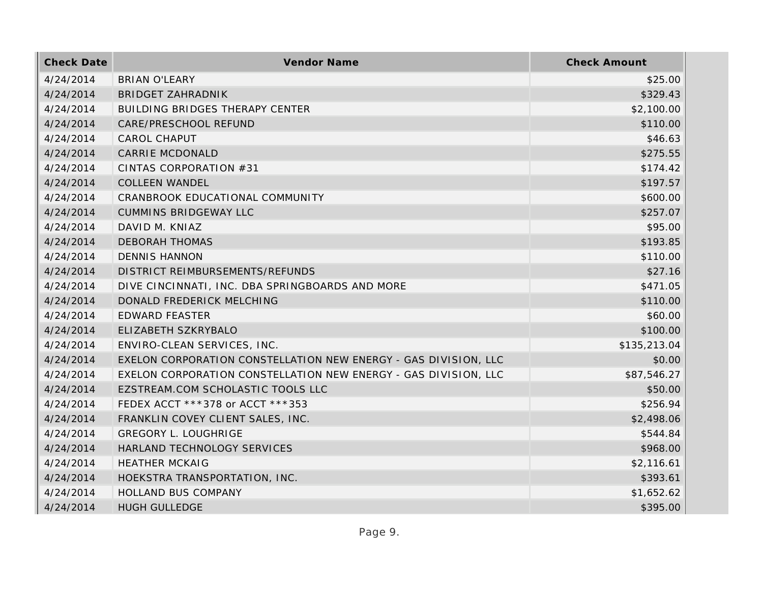| Check Date | Vendor Name | Check Amount |
| --- | --- | --- |
| 4/24/2014 | BRIAN O'LEARY | $25.00 |
| 4/24/2014 | BRIDGET ZAHRADNIK | $329.43 |
| 4/24/2014 | BUILDING BRIDGES THERAPY CENTER | $2,100.00 |
| 4/24/2014 | CARE/PRESCHOOL REFUND | $110.00 |
| 4/24/2014 | CAROL CHAPUT | $46.63 |
| 4/24/2014 | CARRIE MCDONALD | $275.55 |
| 4/24/2014 | CINTAS CORPORATION #31 | $174.42 |
| 4/24/2014 | COLLEEN WANDEL | $197.57 |
| 4/24/2014 | CRANBROOK EDUCATIONAL COMMUNITY | $600.00 |
| 4/24/2014 | CUMMINS BRIDGEWAY LLC | $257.07 |
| 4/24/2014 | DAVID M. KNIAZ | $95.00 |
| 4/24/2014 | DEBORAH THOMAS | $193.85 |
| 4/24/2014 | DENNIS HANNON | $110.00 |
| 4/24/2014 | DISTRICT REIMBURSEMENTS/REFUNDS | $27.16 |
| 4/24/2014 | DIVE CINCINNATI, INC. DBA SPRINGBOARDS AND MORE | $471.05 |
| 4/24/2014 | DONALD FREDERICK MELCHING | $110.00 |
| 4/24/2014 | EDWARD FEASTER | $60.00 |
| 4/24/2014 | ELIZABETH SZKRYBALO | $100.00 |
| 4/24/2014 | ENVIRO-CLEAN SERVICES, INC. | $135,213.04 |
| 4/24/2014 | EXELON CORPORATION CONSTELLATION NEW ENERGY - GAS DIVISION, LLC | $0.00 |
| 4/24/2014 | EXELON CORPORATION CONSTELLATION NEW ENERGY - GAS DIVISION, LLC | $87,546.27 |
| 4/24/2014 | EZSTREAM.COM SCHOLASTIC TOOLS LLC | $50.00 |
| 4/24/2014 | FEDEX ACCT ***378 or ACCT ***353 | $256.94 |
| 4/24/2014 | FRANKLIN COVEY CLIENT SALES, INC. | $2,498.06 |
| 4/24/2014 | GREGORY L. LOUGHRIGE | $544.84 |
| 4/24/2014 | HARLAND TECHNOLOGY SERVICES | $968.00 |
| 4/24/2014 | HEATHER MCKAIG | $2,116.61 |
| 4/24/2014 | HOEKSTRA TRANSPORTATION, INC. | $393.61 |
| 4/24/2014 | HOLLAND BUS COMPANY | $1,652.62 |
| 4/24/2014 | HUGH GULLEDGE | $395.00 |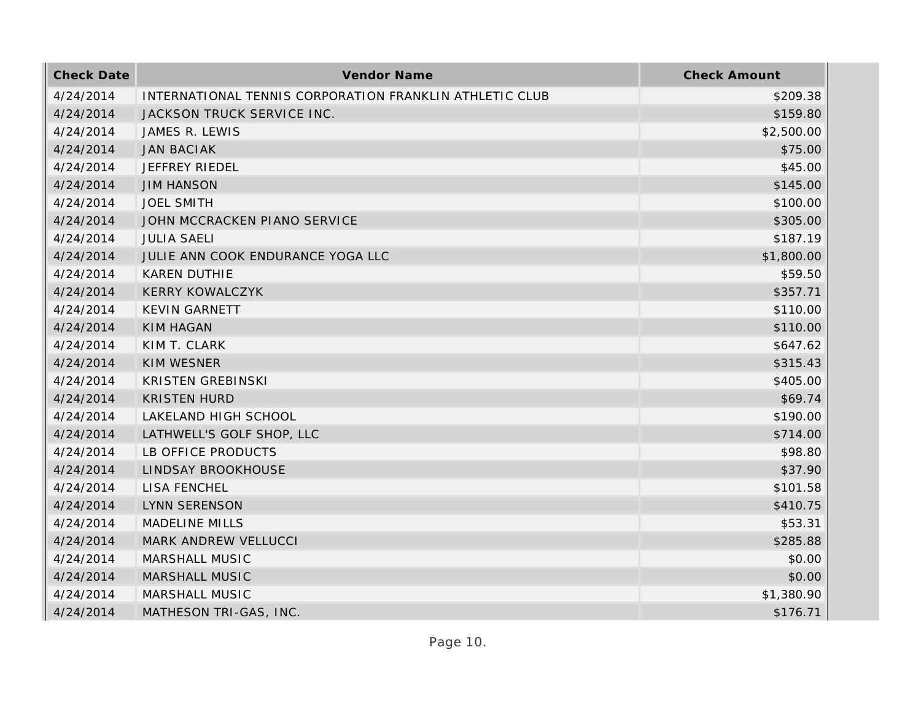| Check Date | Vendor Name | Check Amount |
| --- | --- | --- |
| 4/24/2014 | INTERNATIONAL TENNIS CORPORATION FRANKLIN ATHLETIC CLUB | $209.38 |
| 4/24/2014 | JACKSON TRUCK SERVICE INC. | $159.80 |
| 4/24/2014 | JAMES R. LEWIS | $2,500.00 |
| 4/24/2014 | JAN BACIAK | $75.00 |
| 4/24/2014 | JEFFREY RIEDEL | $45.00 |
| 4/24/2014 | JIM HANSON | $145.00 |
| 4/24/2014 | JOEL SMITH | $100.00 |
| 4/24/2014 | JOHN MCCRACKEN PIANO SERVICE | $305.00 |
| 4/24/2014 | JULIA SAELI | $187.19 |
| 4/24/2014 | JULIE ANN COOK ENDURANCE YOGA LLC | $1,800.00 |
| 4/24/2014 | KAREN DUTHIE | $59.50 |
| 4/24/2014 | KERRY KOWALCZYK | $357.71 |
| 4/24/2014 | KEVIN GARNETT | $110.00 |
| 4/24/2014 | KIM HAGAN | $110.00 |
| 4/24/2014 | KIM T. CLARK | $647.62 |
| 4/24/2014 | KIM WESNER | $315.43 |
| 4/24/2014 | KRISTEN GREBINSKI | $405.00 |
| 4/24/2014 | KRISTEN HURD | $69.74 |
| 4/24/2014 | LAKELAND HIGH SCHOOL | $190.00 |
| 4/24/2014 | LATHWELL'S GOLF SHOP, LLC | $714.00 |
| 4/24/2014 | LB OFFICE PRODUCTS | $98.80 |
| 4/24/2014 | LINDSAY BROOKHOUSE | $37.90 |
| 4/24/2014 | LISA FENCHEL | $101.58 |
| 4/24/2014 | LYNN SERENSON | $410.75 |
| 4/24/2014 | MADELINE MILLS | $53.31 |
| 4/24/2014 | MARK ANDREW VELLUCCI | $285.88 |
| 4/24/2014 | MARSHALL MUSIC | $0.00 |
| 4/24/2014 | MARSHALL MUSIC | $0.00 |
| 4/24/2014 | MARSHALL MUSIC | $1,380.90 |
| 4/24/2014 | MATHESON TRI-GAS, INC. | $176.71 |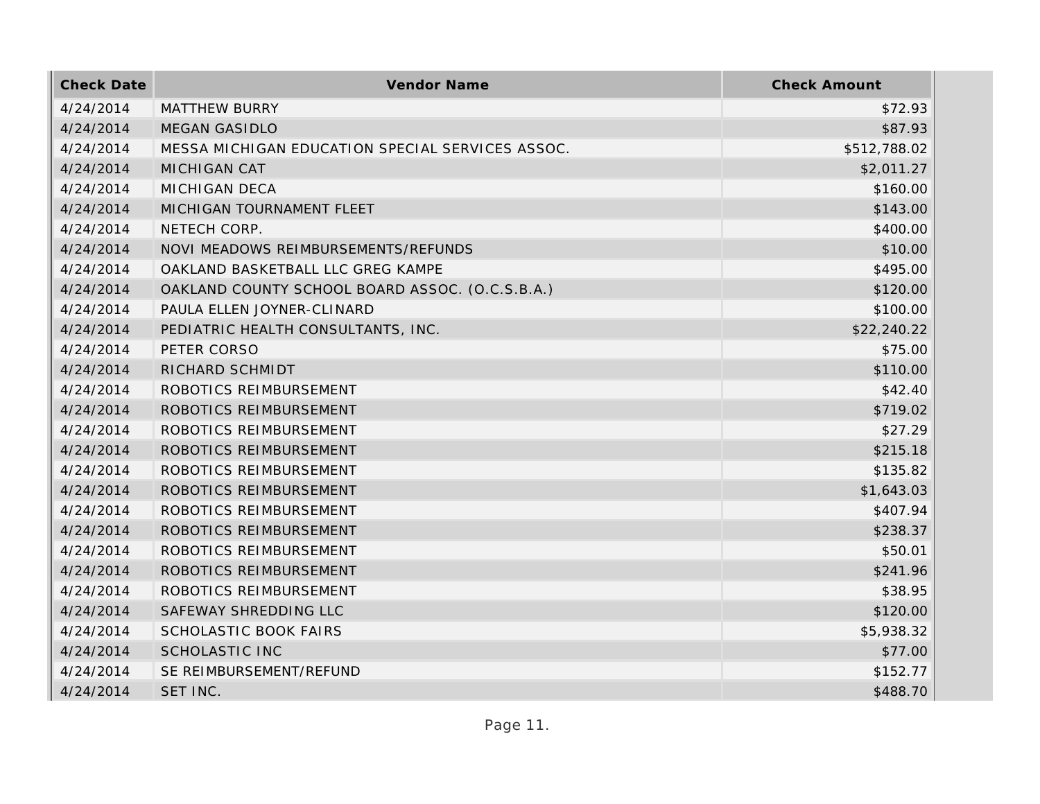| Check Date | Vendor Name | Check Amount |
|---|---|---|
| 4/24/2014 | MATTHEW BURRY | $72.93 |
| 4/24/2014 | MEGAN GASIDLO | $87.93 |
| 4/24/2014 | MESSA MICHIGAN EDUCATION SPECIAL SERVICES ASSOC. | $512,788.02 |
| 4/24/2014 | MICHIGAN CAT | $2,011.27 |
| 4/24/2014 | MICHIGAN DECA | $160.00 |
| 4/24/2014 | MICHIGAN TOURNAMENT FLEET | $143.00 |
| 4/24/2014 | NETECH CORP. | $400.00 |
| 4/24/2014 | NOVI MEADOWS REIMBURSEMENTS/REFUNDS | $10.00 |
| 4/24/2014 | OAKLAND BASKETBALL LLC GREG KAMPE | $495.00 |
| 4/24/2014 | OAKLAND COUNTY SCHOOL BOARD ASSOC. (O.C.S.B.A.) | $120.00 |
| 4/24/2014 | PAULA ELLEN JOYNER-CLINARD | $100.00 |
| 4/24/2014 | PEDIATRIC HEALTH CONSULTANTS, INC. | $22,240.22 |
| 4/24/2014 | PETER CORSO | $75.00 |
| 4/24/2014 | RICHARD SCHMIDT | $110.00 |
| 4/24/2014 | ROBOTICS REIMBURSEMENT | $42.40 |
| 4/24/2014 | ROBOTICS REIMBURSEMENT | $719.02 |
| 4/24/2014 | ROBOTICS REIMBURSEMENT | $27.29 |
| 4/24/2014 | ROBOTICS REIMBURSEMENT | $215.18 |
| 4/24/2014 | ROBOTICS REIMBURSEMENT | $135.82 |
| 4/24/2014 | ROBOTICS REIMBURSEMENT | $1,643.03 |
| 4/24/2014 | ROBOTICS REIMBURSEMENT | $407.94 |
| 4/24/2014 | ROBOTICS REIMBURSEMENT | $238.37 |
| 4/24/2014 | ROBOTICS REIMBURSEMENT | $50.01 |
| 4/24/2014 | ROBOTICS REIMBURSEMENT | $241.96 |
| 4/24/2014 | ROBOTICS REIMBURSEMENT | $38.95 |
| 4/24/2014 | SAFEWAY SHREDDING LLC | $120.00 |
| 4/24/2014 | SCHOLASTIC BOOK FAIRS | $5,938.32 |
| 4/24/2014 | SCHOLASTIC INC | $77.00 |
| 4/24/2014 | SE REIMBURSEMENT/REFUND | $152.77 |
| 4/24/2014 | SET INC. | $488.70 |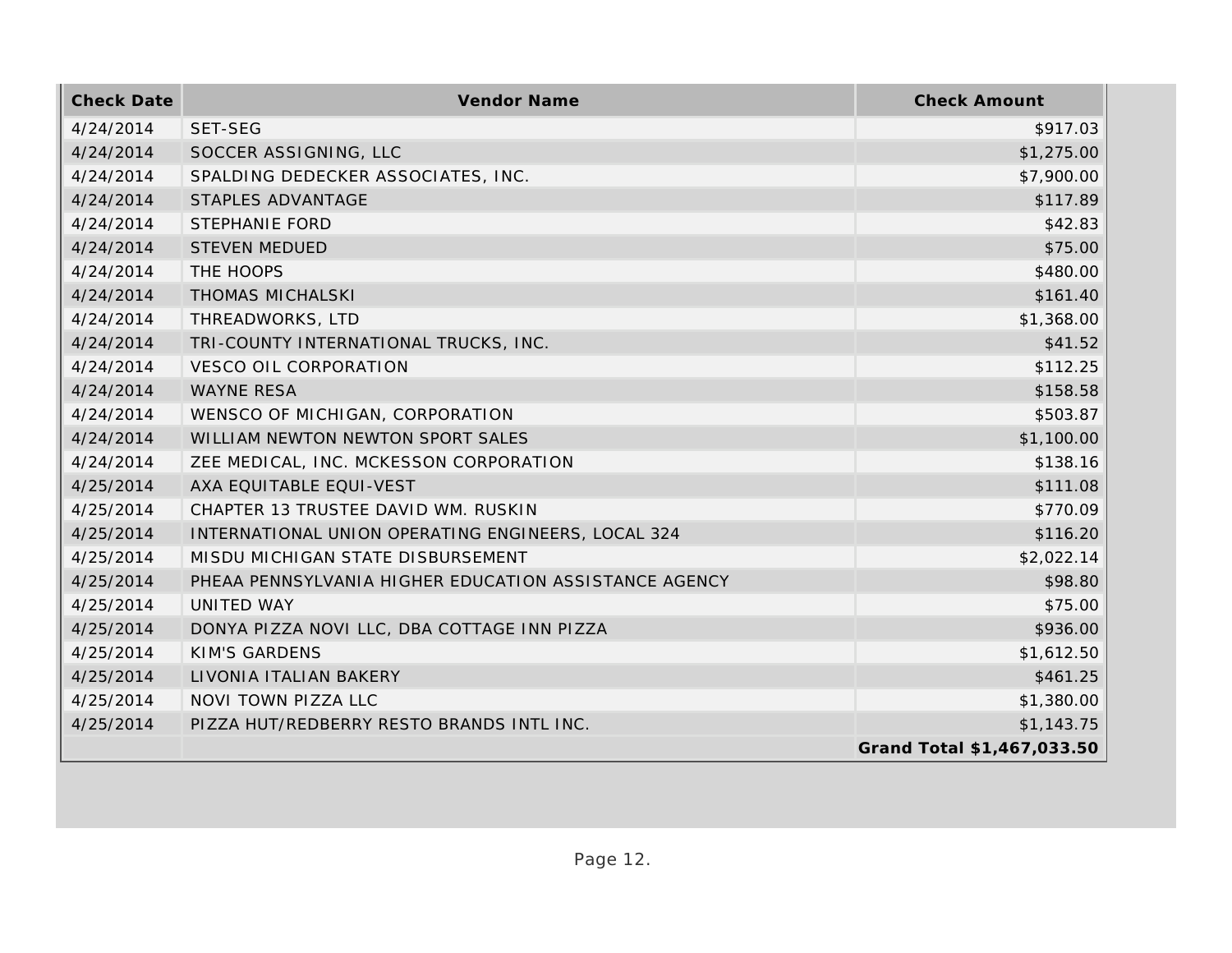| Check Date | Vendor Name | Check Amount |
|---|---|---|
| 4/24/2014 | SET-SEG | $917.03 |
| 4/24/2014 | SOCCER ASSIGNING, LLC | $1,275.00 |
| 4/24/2014 | SPALDING DEDECKER ASSOCIATES, INC. | $7,900.00 |
| 4/24/2014 | STAPLES ADVANTAGE | $117.89 |
| 4/24/2014 | STEPHANIE FORD | $42.83 |
| 4/24/2014 | STEVEN MEDUED | $75.00 |
| 4/24/2014 | THE HOOPS | $480.00 |
| 4/24/2014 | THOMAS MICHALSKI | $161.40 |
| 4/24/2014 | THREADWORKS, LTD | $1,368.00 |
| 4/24/2014 | TRI-COUNTY INTERNATIONAL TRUCKS, INC. | $41.52 |
| 4/24/2014 | VESCO OIL CORPORATION | $112.25 |
| 4/24/2014 | WAYNE RESA | $158.58 |
| 4/24/2014 | WENSCO OF MICHIGAN, CORPORATION | $503.87 |
| 4/24/2014 | WILLIAM NEWTON NEWTON SPORT SALES | $1,100.00 |
| 4/24/2014 | ZEE MEDICAL, INC. MCKESSON CORPORATION | $138.16 |
| 4/25/2014 | AXA EQUITABLE EQUI-VEST | $111.08 |
| 4/25/2014 | CHAPTER 13 TRUSTEE DAVID WM. RUSKIN | $770.09 |
| 4/25/2014 | INTERNATIONAL UNION OPERATING ENGINEERS, LOCAL 324 | $116.20 |
| 4/25/2014 | MISDU MICHIGAN STATE DISBURSEMENT | $2,022.14 |
| 4/25/2014 | PHEAA PENNSYLVANIA HIGHER EDUCATION ASSISTANCE AGENCY | $98.80 |
| 4/25/2014 | UNITED WAY | $75.00 |
| 4/25/2014 | DONYA PIZZA NOVI LLC, DBA COTTAGE INN PIZZA | $936.00 |
| 4/25/2014 | KIM'S GARDENS | $1,612.50 |
| 4/25/2014 | LIVONIA ITALIAN BAKERY | $461.25 |
| 4/25/2014 | NOVI TOWN PIZZA LLC | $1,380.00 |
| 4/25/2014 | PIZZA HUT/REDBERRY RESTO BRANDS INTL INC. | $1,143.75 |
| | | **Grand Total $1,467,033.50** |